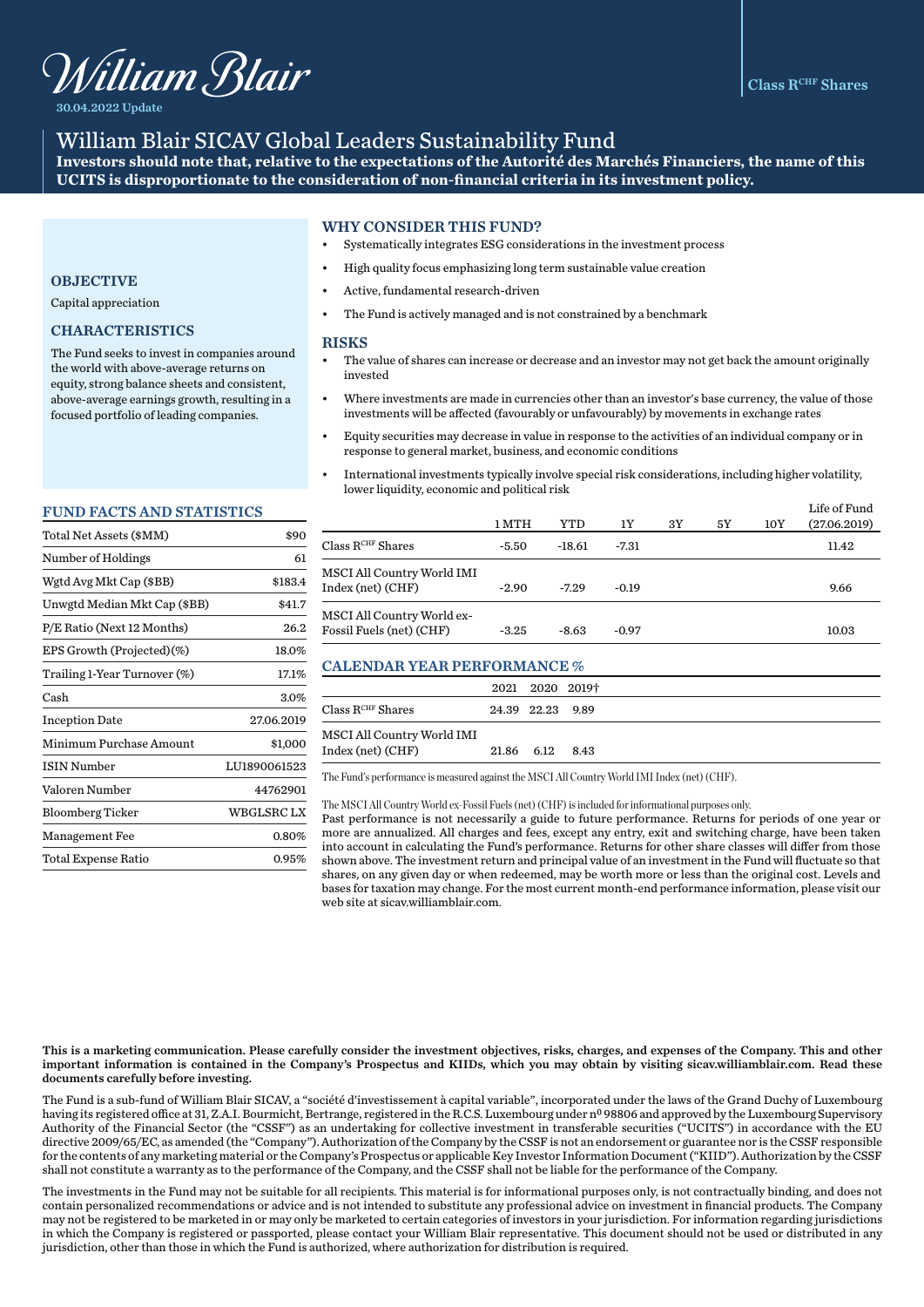William Blair

30.04.2022 Update

Class R[CHF] Shares

# William Blair SICAV Global Leaders Sustainability Fund

**Investors should note that, relative to the expectations of the Autorité des Marchés Financiers, the name of this UCITS is disproportionate to the consideration of non-financial criteria in its investment policy.**

## OBJECTIVE

Capital appreciation

## CHARACTERISTICS

The Fund seeks to invest in companies around the world with above-average returns on equity, strong balance sheets and consistent, above-average earnings growth, resulting in a focused portfolio of leading companies.

## WHY CONSIDER THIS FUND?

- Systematically integrates ESG considerations in the investment process
- High quality focus emphasizing long term sustainable value creation
- Active, fundamental research-driven
- The Fund is actively managed and is not constrained by a benchmark

## RISKS

- The value of shares can increase or decrease and an investor may not get back the amount originally invested
- Where investments are made in currencies other than an investor's base currency, the value of those investments will be affected (favourably or unfavourably) by movements in exchange rates
- Equity securities may decrease in value in response to the activities of an individual company or in response to general market, business, and economic conditions
- International investments typically involve special risk considerations, including higher volatility, lower liquidity, economic and political risk

## FUND FACTS AND STATISTICS

| | |
|---|---|
| Total Net Assets ($MM) | $90 |
| Number of Holdings | 61 |
| Wgtd Avg Mkt Cap ($BB) | $183.4 |
| Unwgtd Median Mkt Cap ($BB) | $41.7 |
| P/E Ratio (Next 12 Months) | 26.2 |
| EPS Growth (Projected)(%) | 18.0% |
| Trailing 1-Year Turnover (%) | 17.1% |
| Cash | 3.0% |
| Inception Date | 27.06.2019 |
| Minimum Purchase Amount | $1,000 |
| ISIN Number | LU1890061523 |
| Valoren Number | 44762901 |
| Bloomberg Ticker | WBGLSRC LX |
| Management Fee | 0.80% |
| Total Expense Ratio | 0.95% |

| | 1 MTH | YTD | 1Y | 3Y | 5Y | 10Y | Life of Fund (27.06.2019) |
|---|---|---|---|---|---|---|---|
| Class R[CHF] Shares | -5.50 | -18.61 | -7.31 | | | | 11.42 |
| MSCI All Country World IMI Index (net) (CHF) | -2.90 | -7.29 | -0.19 | | | | 9.66 |
| MSCI All Country World ex-Fossil Fuels (net) (CHF) | -3.25 | -8.63 | -0.97 | | | | 10.03 |

## CALENDAR YEAR PERFORMANCE %

| | 2021 | 2020 | 2019† |
|---|---|---|---|
| Class R[CHF] Shares | 24.39 | 22.23 | 9.89 |
| MSCI All Country World IMI Index (net) (CHF) | 21.86 | 6.12 | 8.43 |

The Fund's performance is measured against the MSCI All Country World IMI Index (net) (CHF).

The MSCI All Country World ex-Fossil Fuels (net) (CHF) is included for informational purposes only.

Past performance is not necessarily a guide to future performance. Returns for periods of one year or more are annualized. All charges and fees, except any entry, exit and switching charge, have been taken into account in calculating the Fund's performance. Returns for other share classes will differ from those shown above. The investment return and principal value of an investment in the Fund will fluctuate so that shares, on any given day or when redeemed, may be worth more or less than the original cost. Levels and bases for taxation may change. For the most current month-end performance information, please visit our web site at sicav.williamblair.com.

**This is a marketing communication. Please carefully consider the investment objectives, risks, charges, and expenses of the Company. This and other important information is contained in the Company's Prospectus and KIIDs, which you may obtain by visiting sicav.williamblair.com. Read these documents carefully before investing.**

The Fund is a sub-fund of William Blair SICAV, a "société d'investissement à capital variable", incorporated under the laws of the Grand Duchy of Luxembourg having its registered office at 31, Z.A.I. Bourmicht, Bertrange, registered in the R.C.S. Luxembourg under nº 98806 and approved by the Luxembourg Supervisory Authority of the Financial Sector (the "CSSF") as an undertaking for collective investment in transferable securities ("UCITS") in accordance with the EU directive 2009/65/EC, as amended (the "Company"). Authorization of the Company by the CSSF is not an endorsement or guarantee nor is the CSSF responsible for the contents of any marketing material or the Company's Prospectus or applicable Key Investor Information Document ("KIID"). Authorization by the CSSF shall not constitute a warranty as to the performance of the Company, and the CSSF shall not be liable for the performance of the Company.

The investments in the Fund may not be suitable for all recipients. This material is for informational purposes only, is not contractually binding, and does not contain personalized recommendations or advice and is not intended to substitute any professional advice on investment in financial products. The Company may not be registered to be marketed in or may only be marketed to certain categories of investors in your jurisdiction. For information regarding jurisdictions in which the Company is registered or passported, please contact your William Blair representative. This document should not be used or distributed in any jurisdiction, other than those in which the Fund is authorized, where authorization for distribution is required.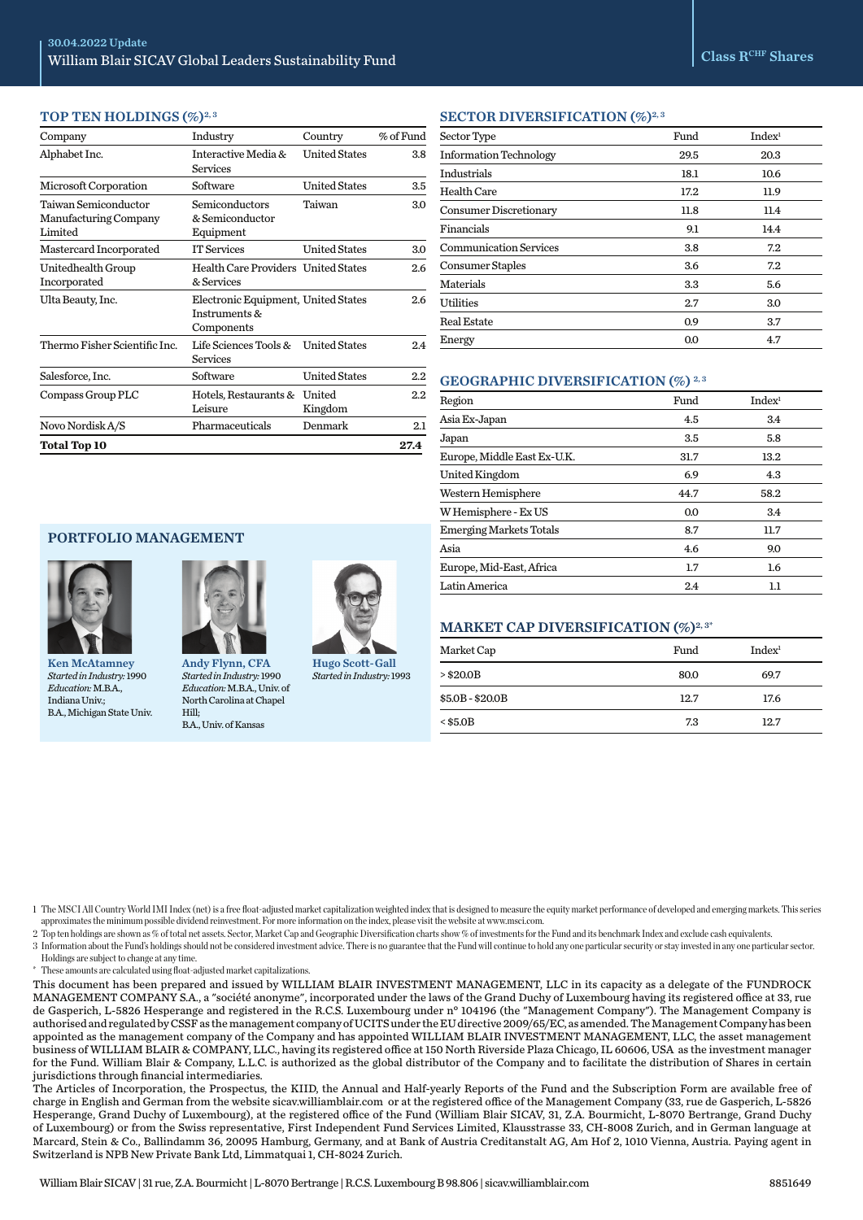30.04.2022 Update

William Blair SICAV Global Leaders Sustainability Fund

Class R[CHF] Shares

## TOP TEN HOLDINGS (%)[2, 3]

| Company | Industry | Country | % of Fund |
|---|---|---|---|
| Alphabet Inc. | Interactive Media & Services | United States | 3.8 |
| Microsoft Corporation | Software | United States | 3.5 |
| Taiwan Semiconductor Manufacturing Company Limited | Semiconductors & Semiconductor Equipment | Taiwan | 3.0 |
| Mastercard Incorporated | IT Services | United States | 3.0 |
| Unitedhealth Group Incorporated | Health Care Providers & Services | United States | 2.6 |
| Ulta Beauty, Inc. | Electronic Equipment, Instruments & Components | United States | 2.6 |
| Thermo Fisher Scientific Inc. | Life Sciences Tools & Services | United States | 2.4 |
| Salesforce, Inc. | Software | United States | 2.2 |
| Compass Group PLC | Hotels, Restaurants & Leisure | United Kingdom | 2.2 |
| Novo Nordisk A/S | Pharmaceuticals | Denmark | 2.1 |
| **Total Top 10** | | | **27.4** |

## PORTFOLIO MANAGEMENT

**Ken McAtamney**
*Started in Industry:* 1990
*Education:* M.B.A., Indiana Univ.;
B.A., Michigan State Univ.

**Andy Flynn, CFA**
*Started in Industry:* 1990
*Education:* M.B.A., Univ. of North Carolina at Chapel Hill;
B.A., Univ. of Kansas

**Hugo Scott-Gall**
*Started in Industry:* 1993

## SECTOR DIVERSIFICATION (%)[2, 3]

| Sector Type | Fund | Index[1] |
|---|---|---|
| Information Technology | 29.5 | 20.3 |
| Industrials | 18.1 | 10.6 |
| Health Care | 17.2 | 11.9 |
| Consumer Discretionary | 11.8 | 11.4 |
| Financials | 9.1 | 14.4 |
| Communication Services | 3.8 | 7.2 |
| Consumer Staples | 3.6 | 7.2 |
| Materials | 3.3 | 5.6 |
| Utilities | 2.7 | 3.0 |
| Real Estate | 0.9 | 3.7 |
| Energy | 0.0 | 4.7 |

## GEOGRAPHIC DIVERSIFICATION (%)[2, 3]

| Region | Fund | Index[1] |
|---|---|---|
| Asia Ex-Japan | 4.5 | 3.4 |
| Japan | 3.5 | 5.8 |
| Europe, Middle East Ex-U.K. | 31.7 | 13.2 |
| United Kingdom | 6.9 | 4.3 |
| Western Hemisphere | 44.7 | 58.2 |
| W Hemisphere - Ex US | 0.0 | 3.4 |
| Emerging Markets Totals | 8.7 | 11.7 |
| Asia | 4.6 | 9.0 |
| Europe, Mid-East, Africa | 1.7 | 1.6 |
| Latin America | 2.4 | 1.1 |

## MARKET CAP DIVERSIFICATION (%)[2, 3*]

| Market Cap | Fund | Index[1] |
|---|---|---|
| > $20.0B | 80.0 | 69.7 |
| $5.0B - $20.0B | 12.7 | 17.6 |
| < $5.0B | 7.3 | 12.7 |

1 The MSCI All Country World IMI Index (net) is a free float-adjusted market capitalization weighted index that is designed to measure the equity market performance of developed and emerging markets. This series approximates the minimum possible dividend reinvestment. For more information on the index, please visit the website at www.msci.com.

2 Top ten holdings are shown as % of total net assets. Sector, Market Cap and Geographic Diversification charts show % of investments for the Fund and its benchmark Index and exclude cash equivalents.

3 Information about the Fund's holdings should not be considered investment advice. There is no guarantee that the Fund will continue to hold any one particular security or stay invested in any one particular sector. Holdings are subject to change at any time.

\* These amounts are calculated using float-adjusted market capitalizations.

This document has been prepared and issued by WILLIAM BLAIR INVESTMENT MANAGEMENT, LLC in its capacity as a delegate of the FUNDROCK MANAGEMENT COMPANY S.A., a "société anonyme", incorporated under the laws of the Grand Duchy of Luxembourg having its registered office at 33, rue de Gasperich, L-5826 Hesperange and registered in the R.C.S. Luxembourg under n° 104196 (the "Management Company"). The Management Company is authorised and regulated by CSSF as the management company of UCITS under the EU directive 2009/65/EC, as amended. The Management Company has been appointed as the management company of the Company and has appointed WILLIAM BLAIR INVESTMENT MANAGEMENT, LLC, the asset management business of WILLIAM BLAIR & COMPANY, LLC., having its registered office at 150 North Riverside Plaza Chicago, IL 60606, USA as the investment manager for the Fund. William Blair & Company, L.L.C. is authorized as the global distributor of the Company and to facilitate the distribution of Shares in certain jurisdictions through financial intermediaries.

The Articles of Incorporation, the Prospectus, the KIID, the Annual and Half-yearly Reports of the Fund and the Subscription Form are available free of charge in English and German from the website sicav.williamblair.com or at the registered office of the Management Company (33, rue de Gasperich, L-5826 Hesperange, Grand Duchy of Luxembourg), at the registered office of the Fund (William Blair SICAV, 31, Z.A. Bourmicht, L-8070 Bertrange, Grand Duchy of Luxembourg) or from the Swiss representative, First Independent Fund Services Limited, Klausstrasse 33, CH-8008 Zurich, and in German language at Marcard, Stein & Co., Ballindamm 36, 20095 Hamburg, Germany, and at Bank of Austria Creditanstalt AG, Am Hof 2, 1010 Vienna, Austria. Paying agent in Switzerland is NPB New Private Bank Ltd, Limmatquai 1, CH-8024 Zurich.

William Blair SICAV | 31 rue, Z.A. Bourmicht | L-8070 Bertrange | R.C.S. Luxembourg B 98.806 | sicav.williamblair.com

8851649